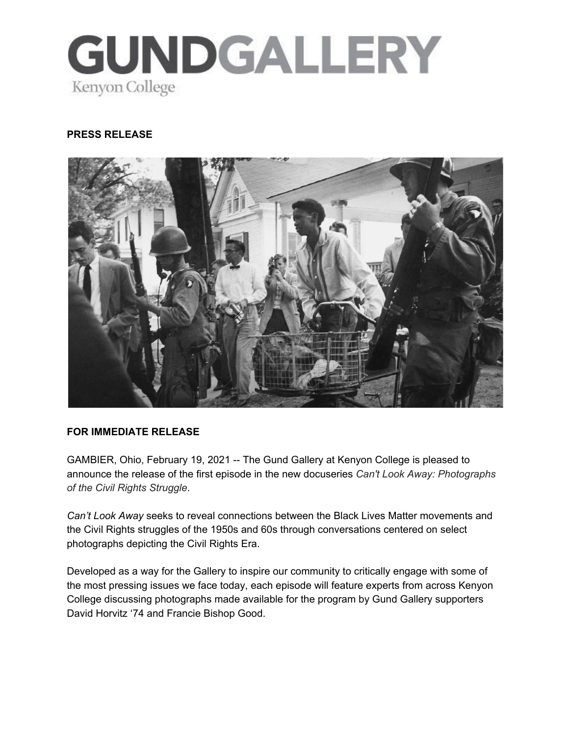# GUNDGALLERY

Kenyon College

**PRESS RELEASE**

**FOR IMMEDIATE RELEASE**

GAMBIER, Ohio, February 19, 2021 -- The Gund Gallery at Kenyon College is pleased to announce the release of the first episode in the new docuseries *Can't Look Away: Photographs of the Civil Rights Struggle*.

*Can't Look Away* seeks to reveal connections between the Black Lives Matter movements and the Civil Rights struggles of the 1950s and 60s through conversations centered on select photographs depicting the Civil Rights Era.

Developed as a way for the Gallery to inspire our community to critically engage with some of the most pressing issues we face today, each episode will feature experts from across Kenyon College discussing photographs made available for the program by Gund Gallery supporters David Horvitz '74 and Francie Bishop Good.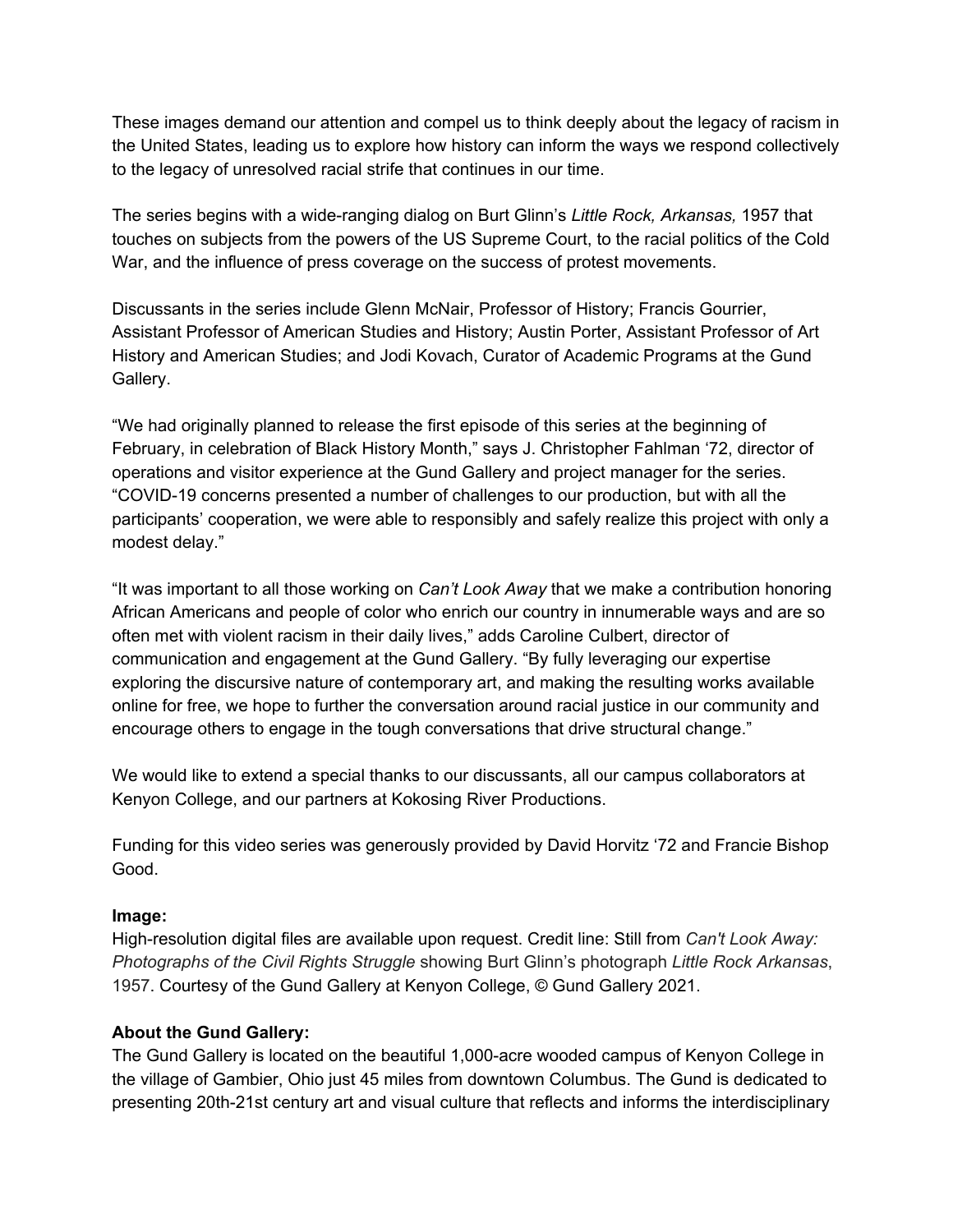These images demand our attention and compel us to think deeply about the legacy of racism in the United States, leading us to explore how history can inform the ways we respond collectively to the legacy of unresolved racial strife that continues in our time.

The series begins with a wide-ranging dialog on Burt Glinn's *Little Rock, Arkansas,* 1957 that touches on subjects from the powers of the US Supreme Court, to the racial politics of the Cold War, and the influence of press coverage on the success of protest movements.

Discussants in the series include Glenn McNair, Professor of History; Francis Gourrier, Assistant Professor of American Studies and History; Austin Porter, Assistant Professor of Art History and American Studies; and Jodi Kovach, Curator of Academic Programs at the Gund Gallery.

"We had originally planned to release the first episode of this series at the beginning of February, in celebration of Black History Month," says J. Christopher Fahlman '72, director of operations and visitor experience at the Gund Gallery and project manager for the series. "COVID-19 concerns presented a number of challenges to our production, but with all the participants' cooperation, we were able to responsibly and safely realize this project with only a modest delay."

"It was important to all those working on *Can't Look Away* that we make a contribution honoring African Americans and people of color who enrich our country in innumerable ways and are so often met with violent racism in their daily lives," adds Caroline Culbert, director of communication and engagement at the Gund Gallery. "By fully leveraging our expertise exploring the discursive nature of contemporary art, and making the resulting works available online for free, we hope to further the conversation around racial justice in our community and encourage others to engage in the tough conversations that drive structural change."

We would like to extend a special thanks to our discussants, all our campus collaborators at Kenyon College, and our partners at Kokosing River Productions.

Funding for this video series was generously provided by David Horvitz '72 and Francie Bishop Good.

**Image:**
High-resolution digital files are available upon request. Credit line: Still from *Can't Look Away: Photographs of the Civil Rights Struggle* showing Burt Glinn's photograph *Little Rock Arkansas*, 1957. Courtesy of the Gund Gallery at Kenyon College, © Gund Gallery 2021.

**About the Gund Gallery:**
The Gund Gallery is located on the beautiful 1,000-acre wooded campus of Kenyon College in the village of Gambier, Ohio just 45 miles from downtown Columbus. The Gund is dedicated to presenting 20th-21st century art and visual culture that reflects and informs the interdisciplinary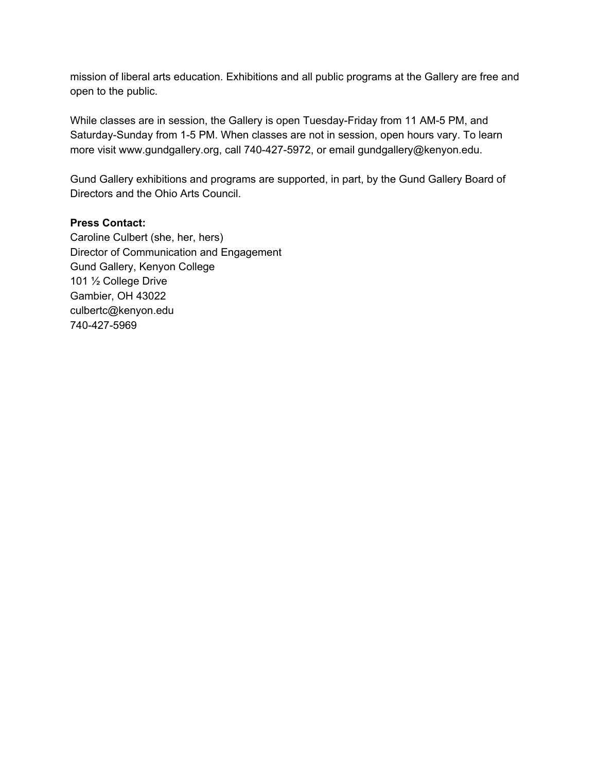mission of liberal arts education. Exhibitions and all public programs at the Gallery are free and open to the public.

While classes are in session, the Gallery is open Tuesday-Friday from 11 AM-5 PM, and Saturday-Sunday from 1-5 PM. When classes are not in session, open hours vary. To learn more visit www.gundgallery.org, call 740-427-5972, or email gundgallery@kenyon.edu.

Gund Gallery exhibitions and programs are supported, in part, by the Gund Gallery Board of Directors and the Ohio Arts Council.

**Press Contact:**
Caroline Culbert (she, her, hers)
Director of Communication and Engagement
Gund Gallery, Kenyon College
101 ½ College Drive
Gambier, OH 43022
culbertc@kenyon.edu
740-427-5969